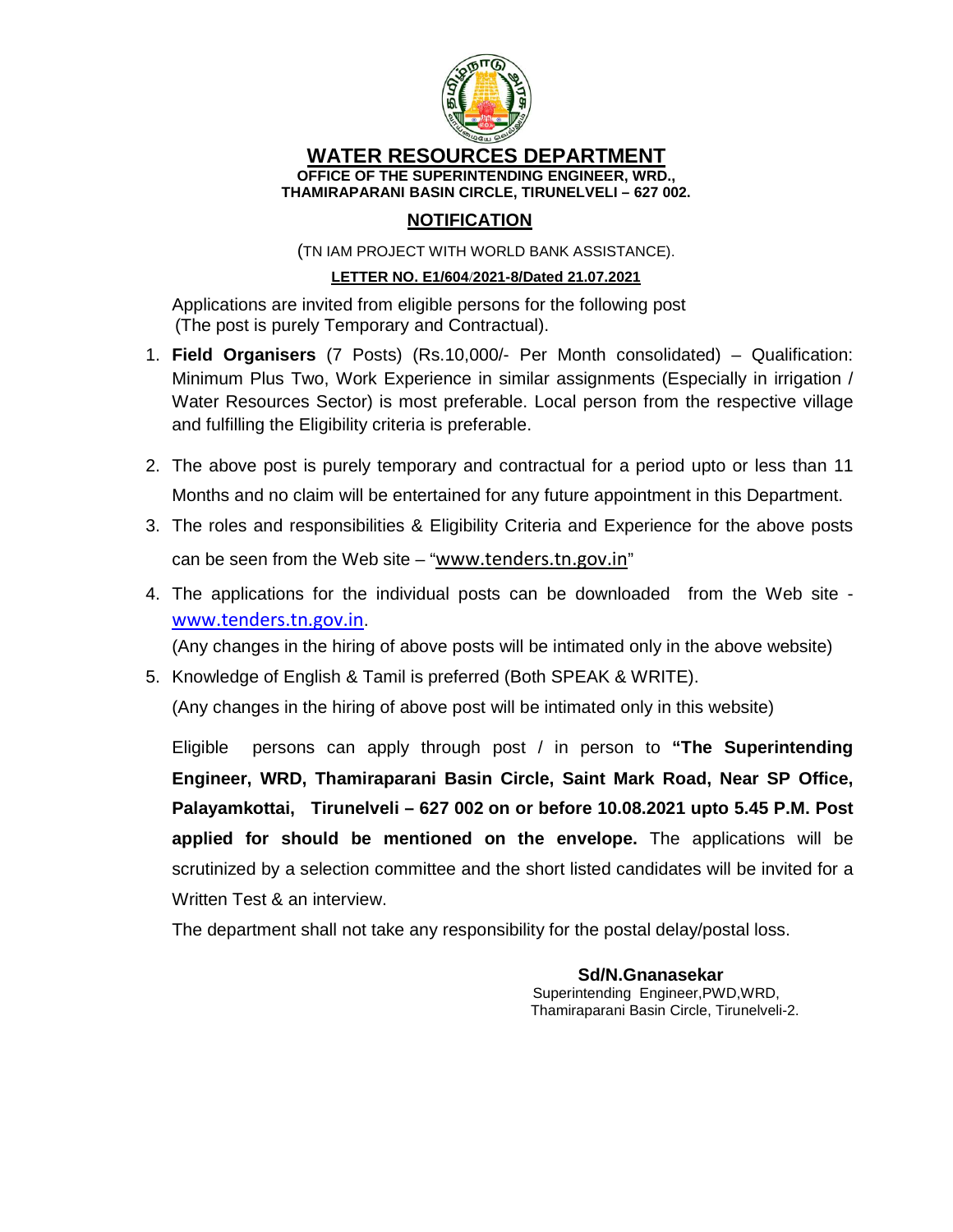# WATER RESOURCES DEPARTMENT

**OFFICE OF THE SUPERINTENDING ENGINEER, WRD., THAMIRAPARANI BASIN CIRCLE, TIRUNELVELI – 627 002.**

## NOTIFICATION

(TN IAM PROJECT WITH WORLD BANK ASSISTANCE).

**LETTER NO. E1/604/2021-8/Dated 21.07.2021**

Applications are invited from eligible persons for the following post (The post is purely Temporary and Contractual).

1. **Field Organisers** (7 Posts) (Rs.10,000/- Per Month consolidated) – Qualification: Minimum Plus Two, Work Experience in similar assignments (Especially in irrigation / Water Resources Sector) is most preferable. Local person from the respective village and fulfilling the Eligibility criteria is preferable.
2. The above post is purely temporary and contractual for a period upto or less than 11 Months and no claim will be entertained for any future appointment in this Department.
3. The roles and responsibilities & Eligibility Criteria and Experience for the above posts can be seen from the Web site – "www.tenders.tn.gov.in"
4. The applications for the individual posts can be downloaded from the Web site - www.tenders.tn.gov.in.
   (Any changes in the hiring of above posts will be intimated only in the above website)
5. Knowledge of English & Tamil is preferred (Both SPEAK & WRITE).
   (Any changes in the hiring of above post will be intimated only in this website)

Eligible persons can apply through post / in person to **"The Superintending Engineer, WRD, Thamiraparani Basin Circle, Saint Mark Road, Near SP Office, Palayamkottai, Tirunelveli – 627 002 on or before 10.08.2021 upto 5.45 P.M. Post applied for should be mentioned on the envelope.** The applications will be scrutinized by a selection committee and the short listed candidates will be invited for a Written Test & an interview.

The department shall not take any responsibility for the postal delay/postal loss.

**Sd/N.Gnanasekar**
Superintending Engineer,PWD,WRD,
Thamiraparani Basin Circle, Tirunelveli-2.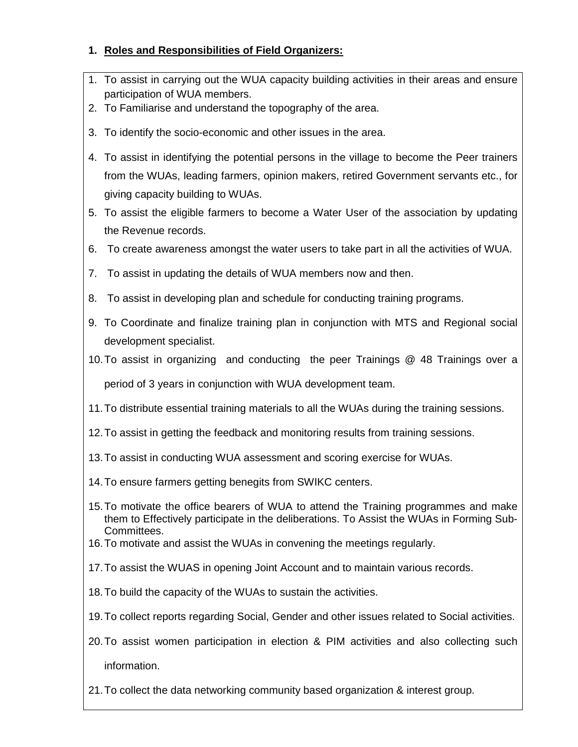## 1. Roles and Responsibilities of Field Organizers:

1. To assist in carrying out the WUA capacity building activities in their areas and ensure participation of WUA members.
2. To Familiarise and understand the topography of the area.
3. To identify the socio-economic and other issues in the area.
4. To assist in identifying the potential persons in the village to become the Peer trainers from the WUAs, leading farmers, opinion makers, retired Government servants etc., for giving capacity building to WUAs.
5. To assist the eligible farmers to become a Water User of the association by updating the Revenue records.
6. To create awareness amongst the water users to take part in all the activities of WUA.
7. To assist in updating the details of WUA members now and then.
8. To assist in developing plan and schedule for conducting training programs.
9. To Coordinate and finalize training plan in conjunction with MTS and Regional social development specialist.
10. To assist in organizing and conducting the peer Trainings @ 48 Trainings over a period of 3 years in conjunction with WUA development team.
11. To distribute essential training materials to all the WUAs during the training sessions.
12. To assist in getting the feedback and monitoring results from training sessions.
13. To assist in conducting WUA assessment and scoring exercise for WUAs.
14. To ensure farmers getting benegits from SWIKC centers.
15. To motivate the office bearers of WUA to attend the Training programmes and make them to Effectively participate in the deliberations. To Assist the WUAs in Forming Sub-Committees.
16. To motivate and assist the WUAs in convening the meetings regularly.
17. To assist the WUAS in opening Joint Account and to maintain various records.
18. To build the capacity of the WUAs to sustain the activities.
19. To collect reports regarding Social, Gender and other issues related to Social activities.
20. To assist women participation in election & PIM activities and also collecting such information.
21. To collect the data networking community based organization & interest group.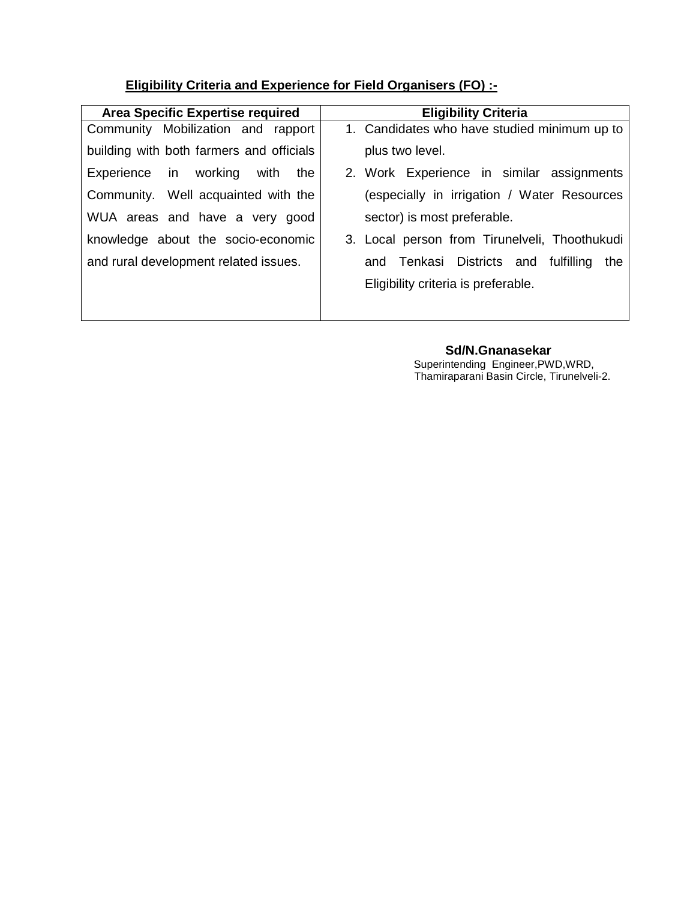**Eligibility Criteria and Experience for Field Organisers (FO) :-**

| Area Specific Expertise required | Eligibility Criteria |
|---|---|
| Community Mobilization and rapport building with both farmers and officials Experience in working with the Community. Well acquainted with the WUA areas and have a very good knowledge about the socio-economic and rural development related issues. | 1. Candidates who have studied minimum up to plus two level.<br>2. Work Experience in similar assignments (especially in irrigation / Water Resources sector) is most preferable.<br>3. Local person from Tirunelveli, Thoothukudi and Tenkasi Districts and fulfilling the Eligibility criteria is preferable. |

**Sd/N.Gnanasekar**
Superintending Engineer,PWD,WRD,
Thamiraparani Basin Circle, Tirunelveli-2.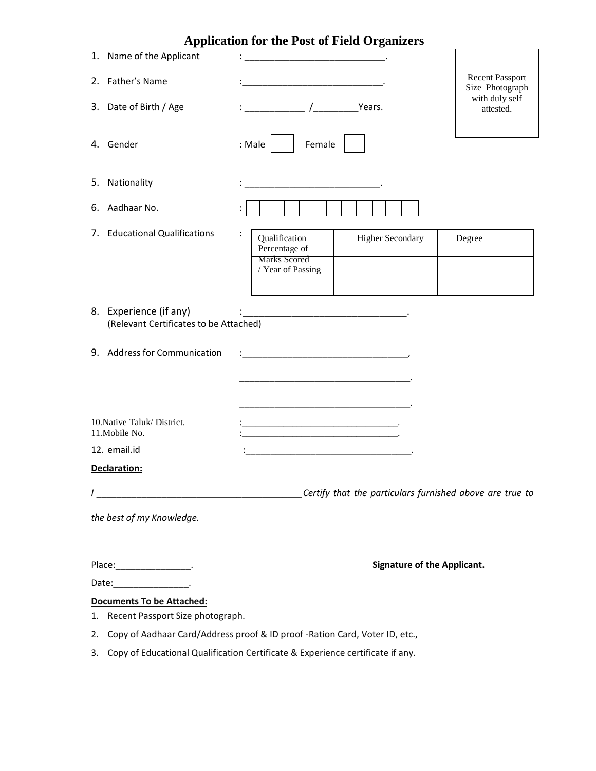# Application for the Post of Field Organizers

Recent Passport Size Photograph with duly self attested.

1. Name of the Applicant : ____________________________.
2. Father's Name : ____________________________.
3. Date of Birth / Age : ____________ /_________Years.
4. Gender : Male ☐ Female ☐
5. Nationality : ___________________________.
6. Aadhaar No. : ☐☐☐☐☐☐☐☐☐☐☐☐
7. Educational Qualifications :

| Qualification Percentage of Marks Scored / Year of Passing | Higher Secondary | Degree |
|---|---|---|
| | | |

8. Experience (if any) : ________________________________.
   (Relevant Certificates to be Attached)
9. Address for Communication : ________________________________,

   __________________________________.

   __________________________________.

10. Native Taluk/ District. : __________________________________.
11. Mobile No. : __________________________________.
12. email.id : __________________________________.

**Declaration:**

*I ________________________________________ Certify that the particulars furnished above are true to the best of my Knowledge.*

Place:_______________.

Date:_______________.

**Signature of the Applicant.**

**Documents To be Attached:**

1. Recent Passport Size photograph.
2. Copy of Aadhaar Card/Address proof & ID proof -Ration Card, Voter ID, etc.,
3. Copy of Educational Qualification Certificate & Experience certificate if any.